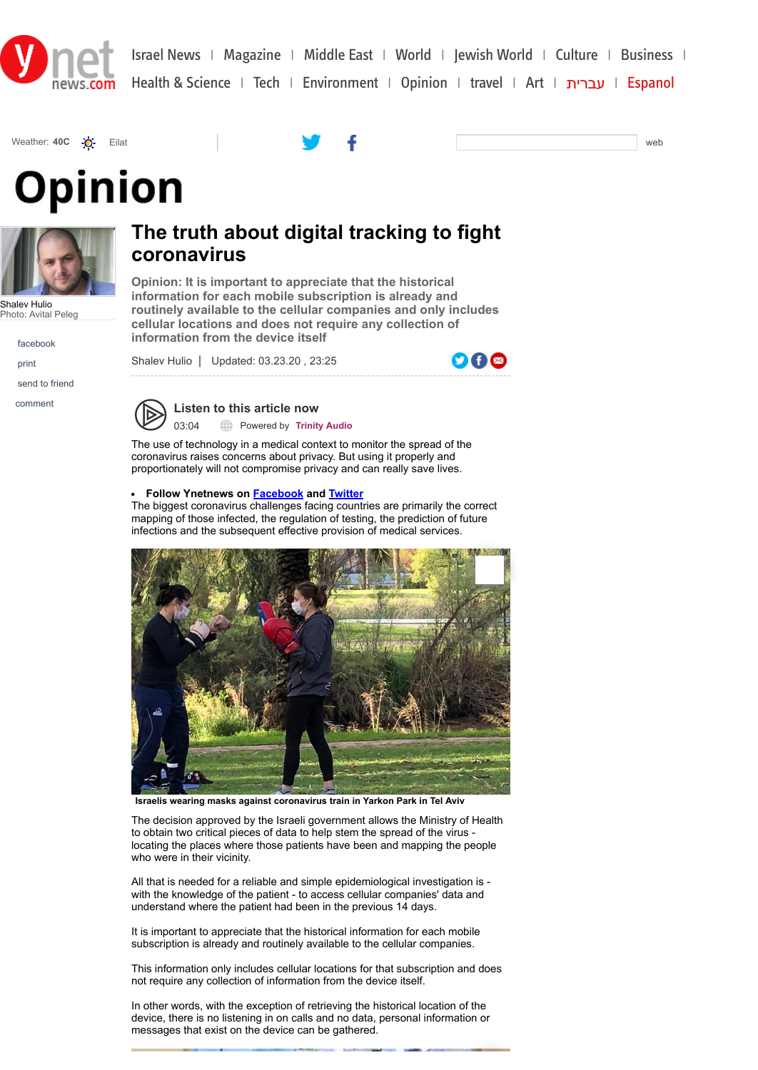# Opinion

## The truth about digital tracking to fight coronavirus

**Opinion: It is important to appreciate that the historical information for each mobile subscription is already and routinely available to the cellular companies and only includes cellular locations and does not require any collection of information from the device itself**

Shalev Hulio | Updated: 03.23.20 , 23:25

Shalev Hulio
Photo: Avital Peleg

Listen to this article now
03:04 Powered by Trinity Audio

The use of technology in a medical context to monitor the spread of the coronavirus raises concerns about privacy. But using it properly and proportionately will not compromise privacy and can really save lives.

- **Follow Ynetnews on Facebook and Twitter**

The biggest coronavirus challenges facing countries are primarily the correct mapping of those infected, the regulation of testing, the prediction of future infections and the subsequent effective provision of medical services.

**Israelis wearing masks against coronavirus train in Yarkon Park in Tel Aviv**

The decision approved by the Israeli government allows the Ministry of Health to obtain two critical pieces of data to help stem the spread of the virus - locating the places where those patients have been and mapping the people who were in their vicinity.

All that is needed for a reliable and simple epidemiological investigation is - with the knowledge of the patient - to access cellular companies' data and understand where the patient had been in the previous 14 days.

It is important to appreciate that the historical information for each mobile subscription is already and routinely available to the cellular companies.

This information only includes cellular locations for that subscription and does not require any collection of information from the device itself.

In other words, with the exception of retrieving the historical location of the device, there is no listening in on calls and no data, personal information or messages that exist on the device can be gathered.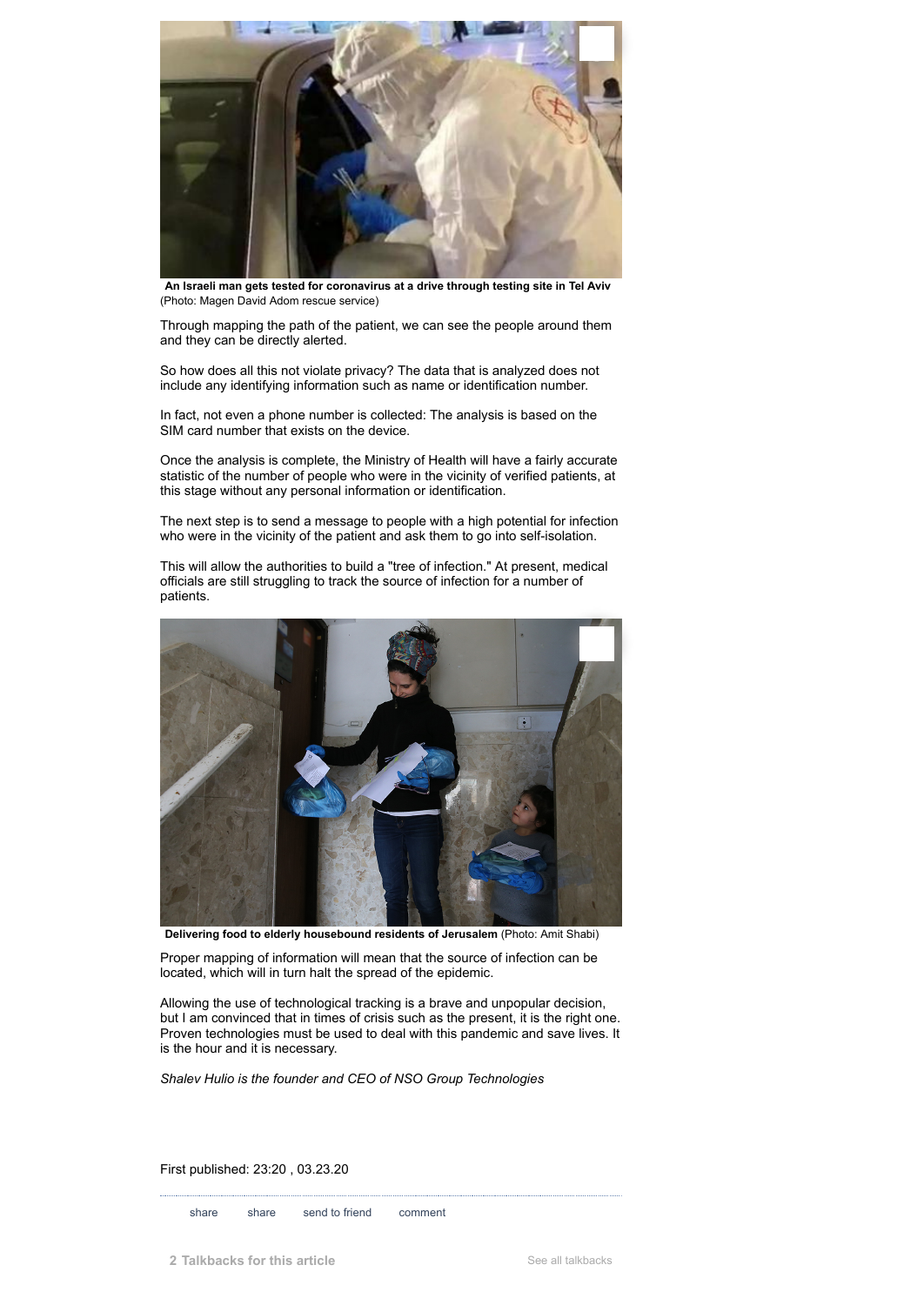**An Israeli man gets tested for coronavirus at a drive through testing site in Tel Aviv** (Photo: Magen David Adom rescue service)

Through mapping the path of the patient, we can see the people around them and they can be directly alerted.

So how does all this not violate privacy? The data that is analyzed does not include any identifying information such as name or identification number.

In fact, not even a phone number is collected: The analysis is based on the SIM card number that exists on the device.

Once the analysis is complete, the Ministry of Health will have a fairly accurate statistic of the number of people who were in the vicinity of verified patients, at this stage without any personal information or identification.

The next step is to send a message to people with a high potential for infection who were in the vicinity of the patient and ask them to go into self-isolation.

This will allow the authorities to build a "tree of infection." At present, medical officials are still struggling to track the source of infection for a number of patients.

**Delivering food to elderly housebound residents of Jerusalem** (Photo: Amit Shabi)

Proper mapping of information will mean that the source of infection can be located, which will in turn halt the spread of the epidemic.

Allowing the use of technological tracking is a brave and unpopular decision, but I am convinced that in times of crisis such as the present, it is the right one. Proven technologies must be used to deal with this pandemic and save lives. It is the hour and it is necessary.

*Shalev Hulio is the founder and CEO of NSO Group Technologies*

First published: 23:20 , 03.23.20

share share send to friend comment

**2 Talkbacks for this article** See all talkbacks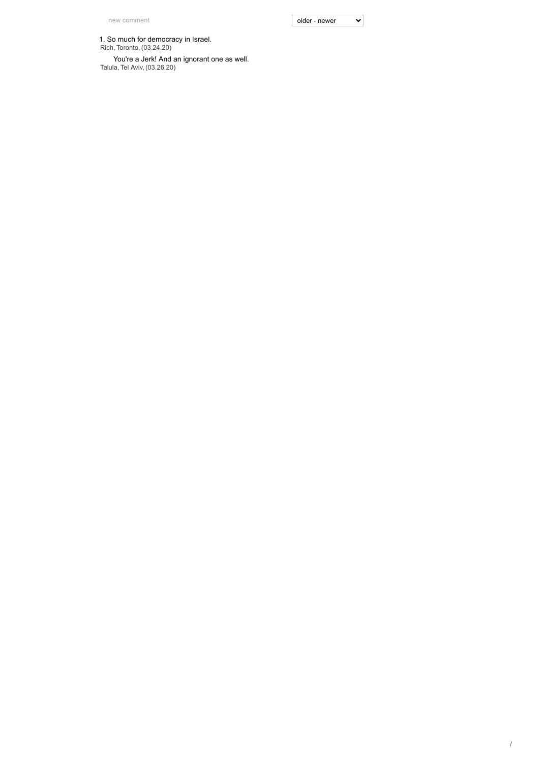new comment

older - newer

1. So much for democracy in Israel.
Rich, Toronto, (03.24.20)

You're a Jerk! And an ignorant one as well.
Talula, Tel Aviv, (03.26.20)